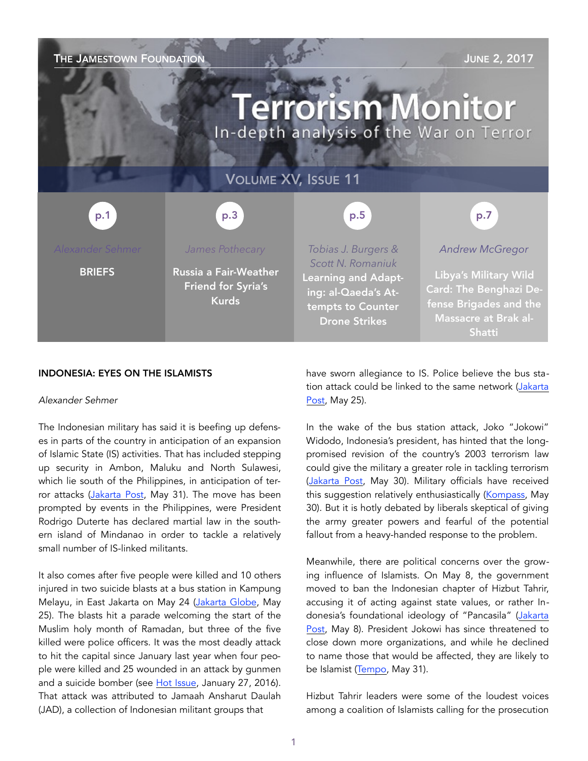The Jamestown Foundation — June 2, 2017

# Terrorism Monitor

In-depth analysis of the War on Terror

Volume XV, Issue 11

| p.1 | p.3 | p.5 | p.7 |
|---|---|---|---|
| Alexander Sehmer | James Pothecary | Tobias J. Burgers & Scott N. Romaniuk | Andrew McGregor |
| **BRIEFS** | **Russia a Fair-Weather Friend for Syria's Kurds** | **Learning and Adapting: al-Qaeda's Attempts to Counter Drone Strikes** | **Libya's Military Wild Card: The Benghazi Defense Brigades and the Massacre at Brak al-Shatti** |

## INDONESIA: EYES ON THE ISLAMISTS

*Alexander Sehmer*

The Indonesian military has said it is beefing up defenses in parts of the country in anticipation of an expansion of Islamic State (IS) activities. That has included stepping up security in Ambon, Maluku and North Sulawesi, which lie south of the Philippines, in anticipation of terror attacks (Jakarta Post, May 31). The move has been prompted by events in the Philippines, were President Rodrigo Duterte has declared martial law in the southern island of Mindanao in order to tackle a relatively small number of IS-linked militants.

It also comes after five people were killed and 10 others injured in two suicide blasts at a bus station in Kampung Melayu, in East Jakarta on May 24 (Jakarta Globe, May 25). The blasts hit a parade welcoming the start of the Muslim holy month of Ramadan, but three of the five killed were police officers. It was the most deadly attack to hit the capital since January last year when four people were killed and 25 wounded in an attack by gunmen and a suicide bomber (see Hot Issue, January 27, 2016). That attack was attributed to Jamaah Ansharut Daulah (JAD), a collection of Indonesian militant groups that have sworn allegiance to IS. Police believe the bus station attack could be linked to the same network (Jakarta Post, May 25).

In the wake of the bus station attack, Joko "Jokowi" Widodo, Indonesia's president, has hinted that the long-promised revision of the country's 2003 terrorism law could give the military a greater role in tackling terrorism (Jakarta Post, May 30). Military officials have received this suggestion relatively enthusiastically (Kompass, May 30). But it is hotly debated by liberals skeptical of giving the army greater powers and fearful of the potential fallout from a heavy-handed response to the problem.

Meanwhile, there are political concerns over the growing influence of Islamists. On May 8, the government moved to ban the Indonesian chapter of Hizbut Tahrir, accusing it of acting against state values, or rather Indonesia's foundational ideology of "Pancasila" (Jakarta Post, May 8). President Jokowi has since threatened to close down more organizations, and while he declined to name those that would be affected, they are likely to be Islamist (Tempo, May 31).

Hizbut Tahrir leaders were some of the loudest voices among a coalition of Islamists calling for the prosecution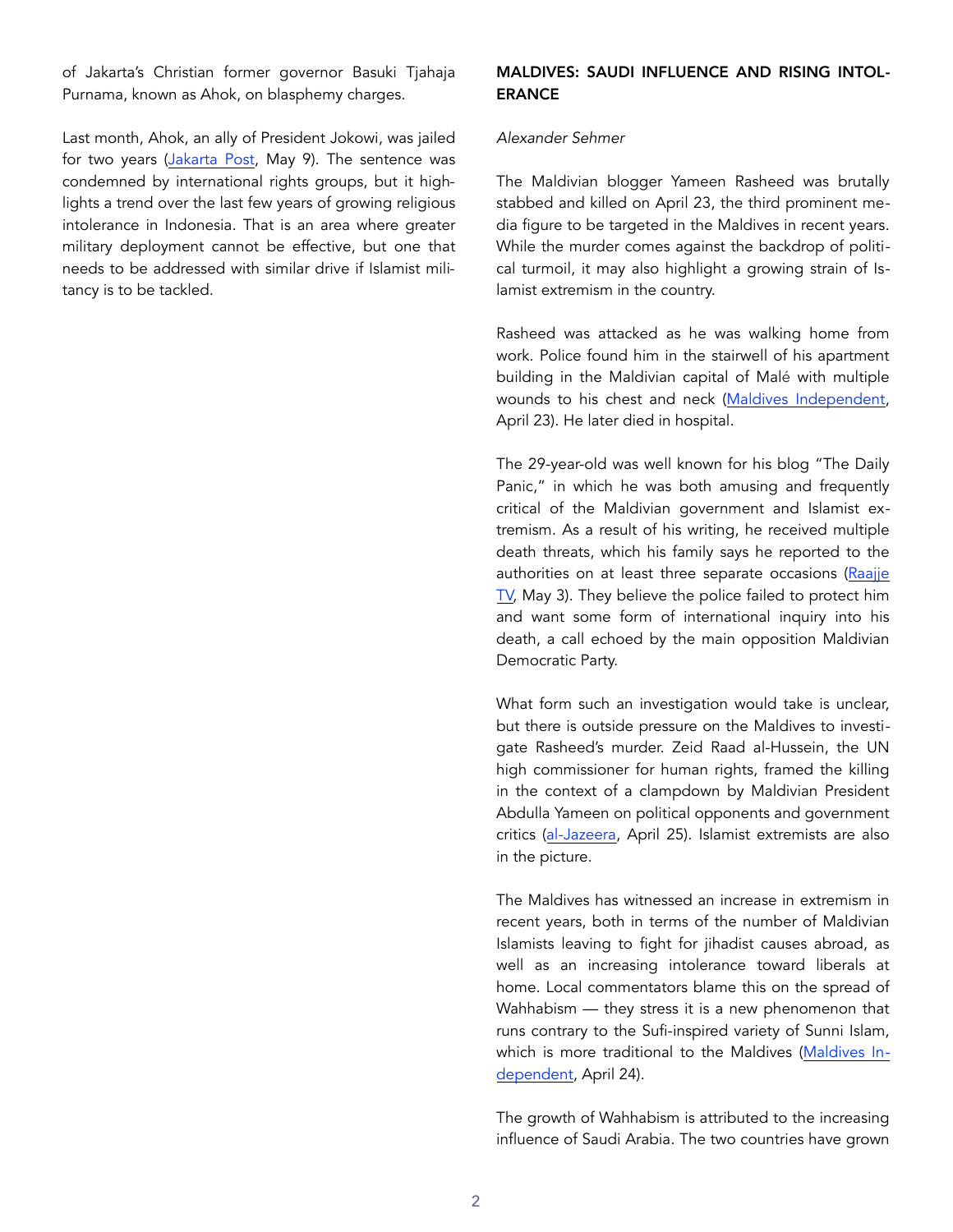of Jakarta's Christian former governor Basuki Tjahaja Purnama, known as Ahok, on blasphemy charges.

Last month, Ahok, an ally of President Jokowi, was jailed for two years (Jakarta Post, May 9). The sentence was condemned by international rights groups, but it highlights a trend over the last few years of growing religious intolerance in Indonesia. That is an area where greater military deployment cannot be effective, but one that needs to be addressed with similar drive if Islamist militancy is to be tackled.

## MALDIVES: SAUDI INFLUENCE AND RISING INTOLERANCE

*Alexander Sehmer*

The Maldivian blogger Yameen Rasheed was brutally stabbed and killed on April 23, the third prominent media figure to be targeted in the Maldives in recent years. While the murder comes against the backdrop of political turmoil, it may also highlight a growing strain of Islamist extremism in the country.

Rasheed was attacked as he was walking home from work. Police found him in the stairwell of his apartment building in the Maldivian capital of Malé with multiple wounds to his chest and neck (Maldives Independent, April 23). He later died in hospital.

The 29-year-old was well known for his blog "The Daily Panic," in which he was both amusing and frequently critical of the Maldivian government and Islamist extremism. As a result of his writing, he received multiple death threats, which his family says he reported to the authorities on at least three separate occasions (Raajje TV, May 3). They believe the police failed to protect him and want some form of international inquiry into his death, a call echoed by the main opposition Maldivian Democratic Party.

What form such an investigation would take is unclear, but there is outside pressure on the Maldives to investigate Rasheed's murder. Zeid Raad al-Hussein, the UN high commissioner for human rights, framed the killing in the context of a clampdown by Maldivian President Abdulla Yameen on political opponents and government critics (al-Jazeera, April 25). Islamist extremists are also in the picture.

The Maldives has witnessed an increase in extremism in recent years, both in terms of the number of Maldivian Islamists leaving to fight for jihadist causes abroad, as well as an increasing intolerance toward liberals at home. Local commentators blame this on the spread of Wahhabism — they stress it is a new phenomenon that runs contrary to the Sufi-inspired variety of Sunni Islam, which is more traditional to the Maldives (Maldives Independent, April 24).

The growth of Wahhabism is attributed to the increasing influence of Saudi Arabia. The two countries have grown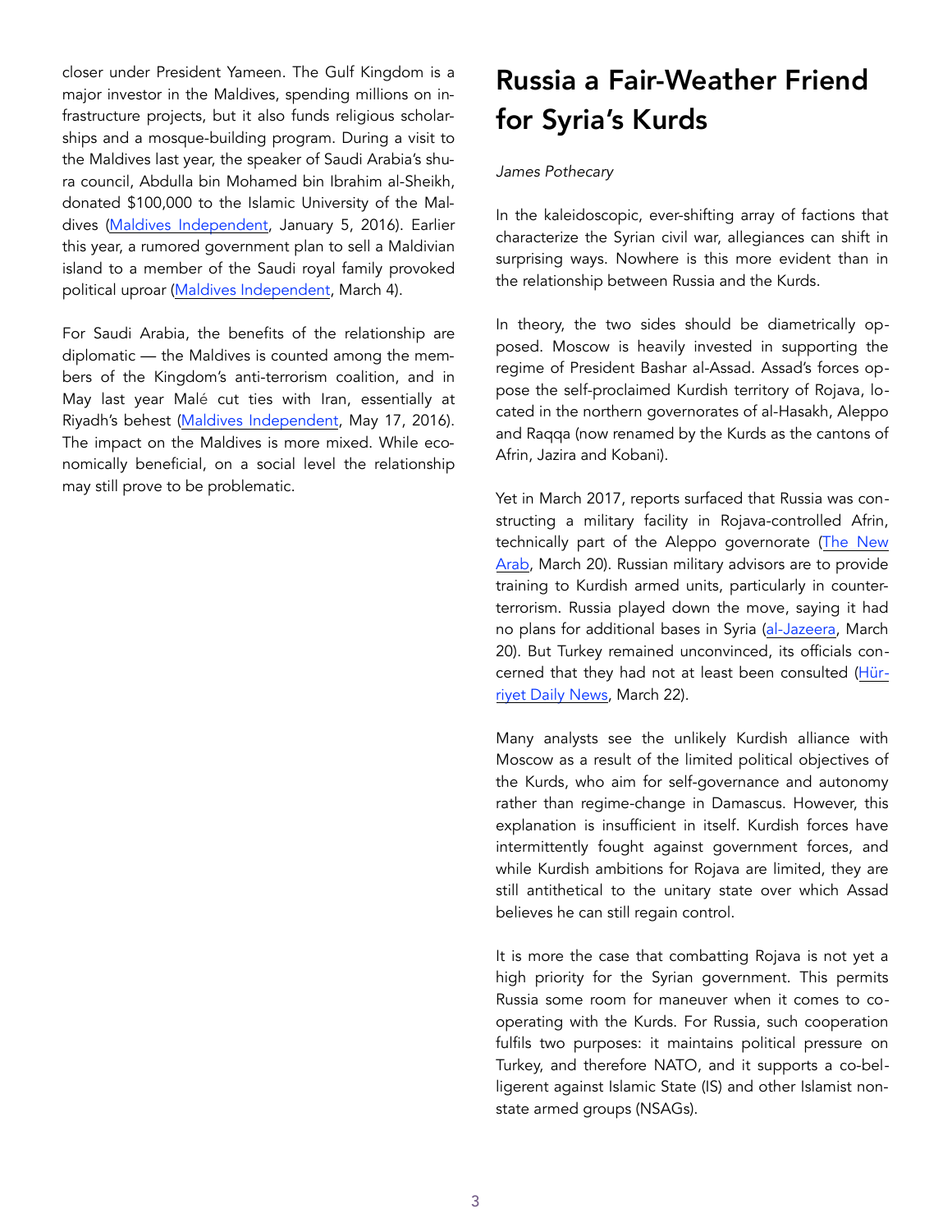closer under President Yameen. The Gulf Kingdom is a major investor in the Maldives, spending millions on infrastructure projects, but it also funds religious scholarships and a mosque-building program. During a visit to the Maldives last year, the speaker of Saudi Arabia's shura council, Abdulla bin Mohamed bin Ibrahim al-Sheikh, donated $100,000 to the Islamic University of the Maldives (Maldives Independent, January 5, 2016). Earlier this year, a rumored government plan to sell a Maldivian island to a member of the Saudi royal family provoked political uproar (Maldives Independent, March 4).

For Saudi Arabia, the benefits of the relationship are diplomatic — the Maldives is counted among the members of the Kingdom's anti-terrorism coalition, and in May last year Malé cut ties with Iran, essentially at Riyadh's behest (Maldives Independent, May 17, 2016). The impact on the Maldives is more mixed. While economically beneficial, on a social level the relationship may still prove to be problematic.

# Russia a Fair-Weather Friend for Syria's Kurds

*James Pothecary*

In the kaleidoscopic, ever-shifting array of factions that characterize the Syrian civil war, allegiances can shift in surprising ways. Nowhere is this more evident than in the relationship between Russia and the Kurds.

In theory, the two sides should be diametrically opposed. Moscow is heavily invested in supporting the regime of President Bashar al-Assad. Assad's forces oppose the self-proclaimed Kurdish territory of Rojava, located in the northern governorates of al-Hasakh, Aleppo and Raqqa (now renamed by the Kurds as the cantons of Afrin, Jazira and Kobani).

Yet in March 2017, reports surfaced that Russia was constructing a military facility in Rojava-controlled Afrin, technically part of the Aleppo governorate (The New Arab, March 20). Russian military advisors are to provide training to Kurdish armed units, particularly in counter-terrorism. Russia played down the move, saying it had no plans for additional bases in Syria (al-Jazeera, March 20). But Turkey remained unconvinced, its officials concerned that they had not at least been consulted (Hürriyet Daily News, March 22).

Many analysts see the unlikely Kurdish alliance with Moscow as a result of the limited political objectives of the Kurds, who aim for self-governance and autonomy rather than regime-change in Damascus. However, this explanation is insufficient in itself. Kurdish forces have intermittently fought against government forces, and while Kurdish ambitions for Rojava are limited, they are still antithetical to the unitary state over which Assad believes he can still regain control.

It is more the case that combatting Rojava is not yet a high priority for the Syrian government. This permits Russia some room for maneuver when it comes to cooperating with the Kurds. For Russia, such cooperation fulfils two purposes: it maintains political pressure on Turkey, and therefore NATO, and it supports a co-belligerent against Islamic State (IS) and other Islamist non-state armed groups (NSAGs).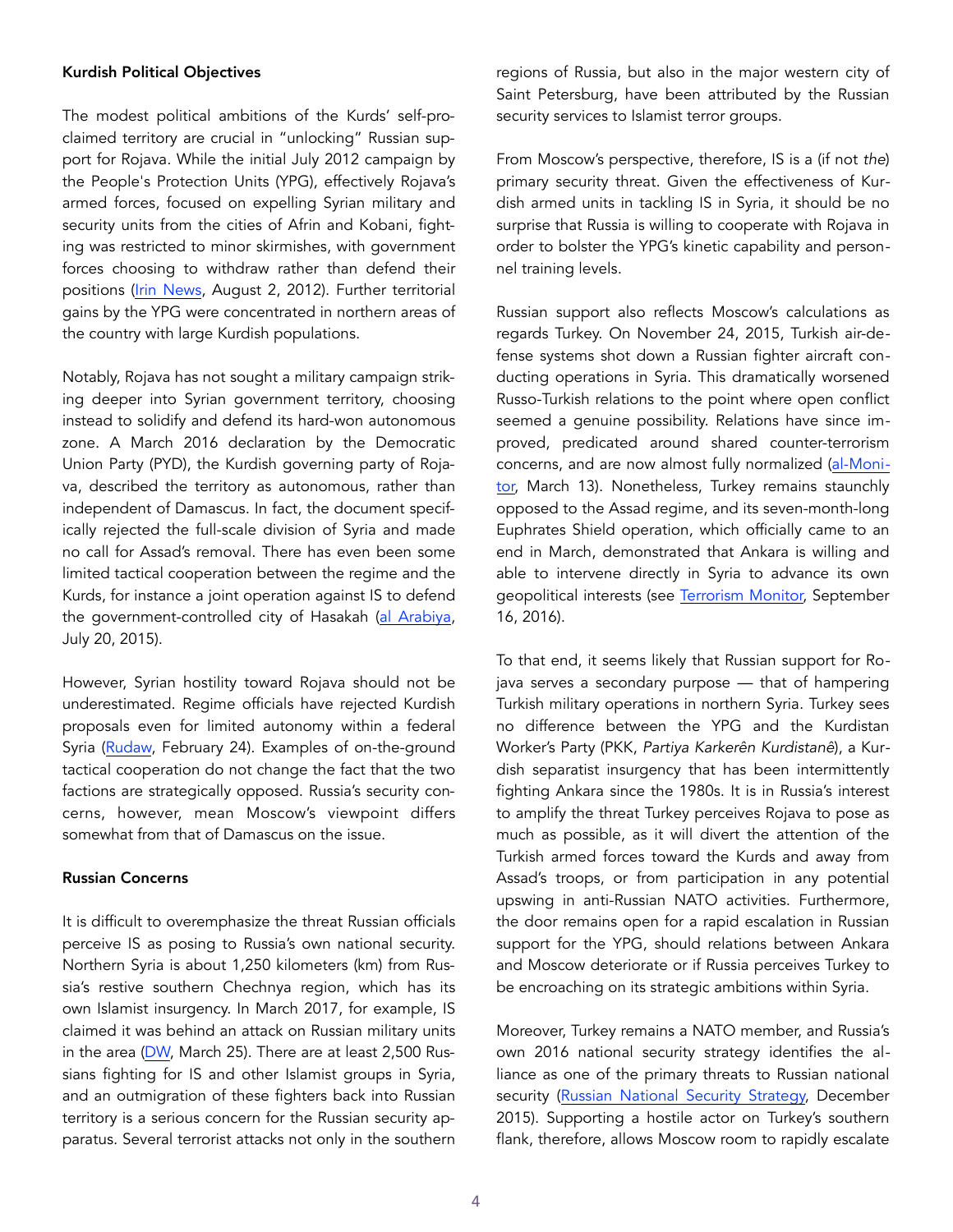### Kurdish Political Objectives

The modest political ambitions of the Kurds' self-proclaimed territory are crucial in "unlocking" Russian support for Rojava. While the initial July 2012 campaign by the People's Protection Units (YPG), effectively Rojava's armed forces, focused on expelling Syrian military and security units from the cities of Afrin and Kobani, fighting was restricted to minor skirmishes, with government forces choosing to withdraw rather than defend their positions (Irin News, August 2, 2012). Further territorial gains by the YPG were concentrated in northern areas of the country with large Kurdish populations.

Notably, Rojava has not sought a military campaign striking deeper into Syrian government territory, choosing instead to solidify and defend its hard-won autonomous zone. A March 2016 declaration by the Democratic Union Party (PYD), the Kurdish governing party of Rojava, described the territory as autonomous, rather than independent of Damascus. In fact, the document specifically rejected the full-scale division of Syria and made no call for Assad's removal. There has even been some limited tactical cooperation between the regime and the Kurds, for instance a joint operation against IS to defend the government-controlled city of Hasakah (al Arabiya, July 20, 2015).

However, Syrian hostility toward Rojava should not be underestimated. Regime officials have rejected Kurdish proposals even for limited autonomy within a federal Syria (Rudaw, February 24). Examples of on-the-ground tactical cooperation do not change the fact that the two factions are strategically opposed. Russia's security concerns, however, mean Moscow's viewpoint differs somewhat from that of Damascus on the issue.

### Russian Concerns

It is difficult to overemphasize the threat Russian officials perceive IS as posing to Russia's own national security. Northern Syria is about 1,250 kilometers (km) from Russia's restive southern Chechnya region, which has its own Islamist insurgency. In March 2017, for example, IS claimed it was behind an attack on Russian military units in the area (DW, March 25). There are at least 2,500 Russians fighting for IS and other Islamist groups in Syria, and an outmigration of these fighters back into Russian territory is a serious concern for the Russian security apparatus. Several terrorist attacks not only in the southern regions of Russia, but also in the major western city of Saint Petersburg, have been attributed by the Russian security services to Islamist terror groups.

From Moscow's perspective, therefore, IS is a (if not *the*) primary security threat. Given the effectiveness of Kurdish armed units in tackling IS in Syria, it should be no surprise that Russia is willing to cooperate with Rojava in order to bolster the YPG's kinetic capability and personnel training levels.

Russian support also reflects Moscow's calculations as regards Turkey. On November 24, 2015, Turkish air-defense systems shot down a Russian fighter aircraft conducting operations in Syria. This dramatically worsened Russo-Turkish relations to the point where open conflict seemed a genuine possibility. Relations have since improved, predicated around shared counter-terrorism concerns, and are now almost fully normalized (al-Monitor, March 13). Nonetheless, Turkey remains staunchly opposed to the Assad regime, and its seven-month-long Euphrates Shield operation, which officially came to an end in March, demonstrated that Ankara is willing and able to intervene directly in Syria to advance its own geopolitical interests (see Terrorism Monitor, September 16, 2016).

To that end, it seems likely that Russian support for Rojava serves a secondary purpose — that of hampering Turkish military operations in northern Syria. Turkey sees no difference between the YPG and the Kurdistan Worker's Party (PKK, *Partiya Karkerên Kurdistanê*), a Kurdish separatist insurgency that has been intermittently fighting Ankara since the 1980s. It is in Russia's interest to amplify the threat Turkey perceives Rojava to pose as much as possible, as it will divert the attention of the Turkish armed forces toward the Kurds and away from Assad's troops, or from participation in any potential upswing in anti-Russian NATO activities. Furthermore, the door remains open for a rapid escalation in Russian support for the YPG, should relations between Ankara and Moscow deteriorate or if Russia perceives Turkey to be encroaching on its strategic ambitions within Syria.

Moreover, Turkey remains a NATO member, and Russia's own 2016 national security strategy identifies the alliance as one of the primary threats to Russian national security (Russian National Security Strategy, December 2015). Supporting a hostile actor on Turkey's southern flank, therefore, allows Moscow room to rapidly escalate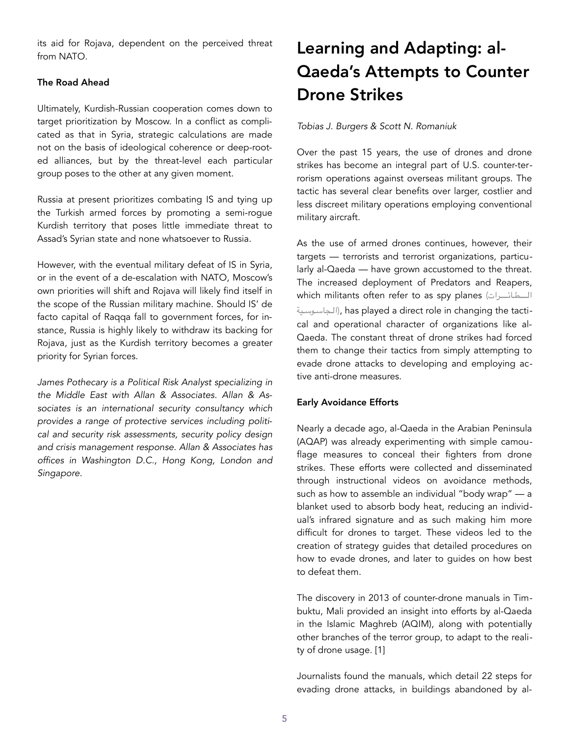its aid for Rojava, dependent on the perceived threat from NATO.

### The Road Ahead

Ultimately, Kurdish-Russian cooperation comes down to target prioritization by Moscow. In a conflict as complicated as that in Syria, strategic calculations are made not on the basis of ideological coherence or deep-rooted alliances, but by the threat-level each particular group poses to the other at any given moment.

Russia at present prioritizes combating IS and tying up the Turkish armed forces by promoting a semi-rogue Kurdish territory that poses little immediate threat to Assad's Syrian state and none whatsoever to Russia.

However, with the eventual military defeat of IS in Syria, or in the event of a de-escalation with NATO, Moscow's own priorities will shift and Rojava will likely find itself in the scope of the Russian military machine. Should IS' de facto capital of Raqqa fall to government forces, for instance, Russia is highly likely to withdraw its backing for Rojava, just as the Kurdish territory becomes a greater priority for Syrian forces.

*James Pothecary is a Political Risk Analyst specializing in the Middle East with Allan & Associates. Allan & Associates is an international security consultancy which provides a range of protective services including political and security risk assessments, security policy design and crisis management response. Allan & Associates has offices in Washington D.C., Hong Kong, London and Singapore.*

# Learning and Adapting: al-Qaeda's Attempts to Counter Drone Strikes

*Tobias J. Burgers & Scott N. Romaniuk*

Over the past 15 years, the use of drones and drone strikes has become an integral part of U.S. counter-terrorism operations against overseas militant groups. The tactic has several clear benefits over larger, costlier and less discreet military operations employing conventional military aircraft.

As the use of armed drones continues, however, their targets — terrorists and terrorist organizations, particularly al-Qaeda — have grown accustomed to the threat. The increased deployment of Predators and Reapers, which militants often refer to as spy planes (الطائرات الجاسوسية), has played a direct role in changing the tactical and operational character of organizations like al-Qaeda. The constant threat of drone strikes had forced them to change their tactics from simply attempting to evade drone attacks to developing and employing active anti-drone measures.

### Early Avoidance Efforts

Nearly a decade ago, al-Qaeda in the Arabian Peninsula (AQAP) was already experimenting with simple camouflage measures to conceal their fighters from drone strikes. These efforts were collected and disseminated through instructional videos on avoidance methods, such as how to assemble an individual "body wrap" — a blanket used to absorb body heat, reducing an individual's infrared signature and as such making him more difficult for drones to target. These videos led to the creation of strategy guides that detailed procedures on how to evade drones, and later to guides on how best to defeat them.

The discovery in 2013 of counter-drone manuals in Timbuktu, Mali provided an insight into efforts by al-Qaeda in the Islamic Maghreb (AQIM), along with potentially other branches of the terror group, to adapt to the reality of drone usage. [1]

Journalists found the manuals, which detail 22 steps for evading drone attacks, in buildings abandoned by al-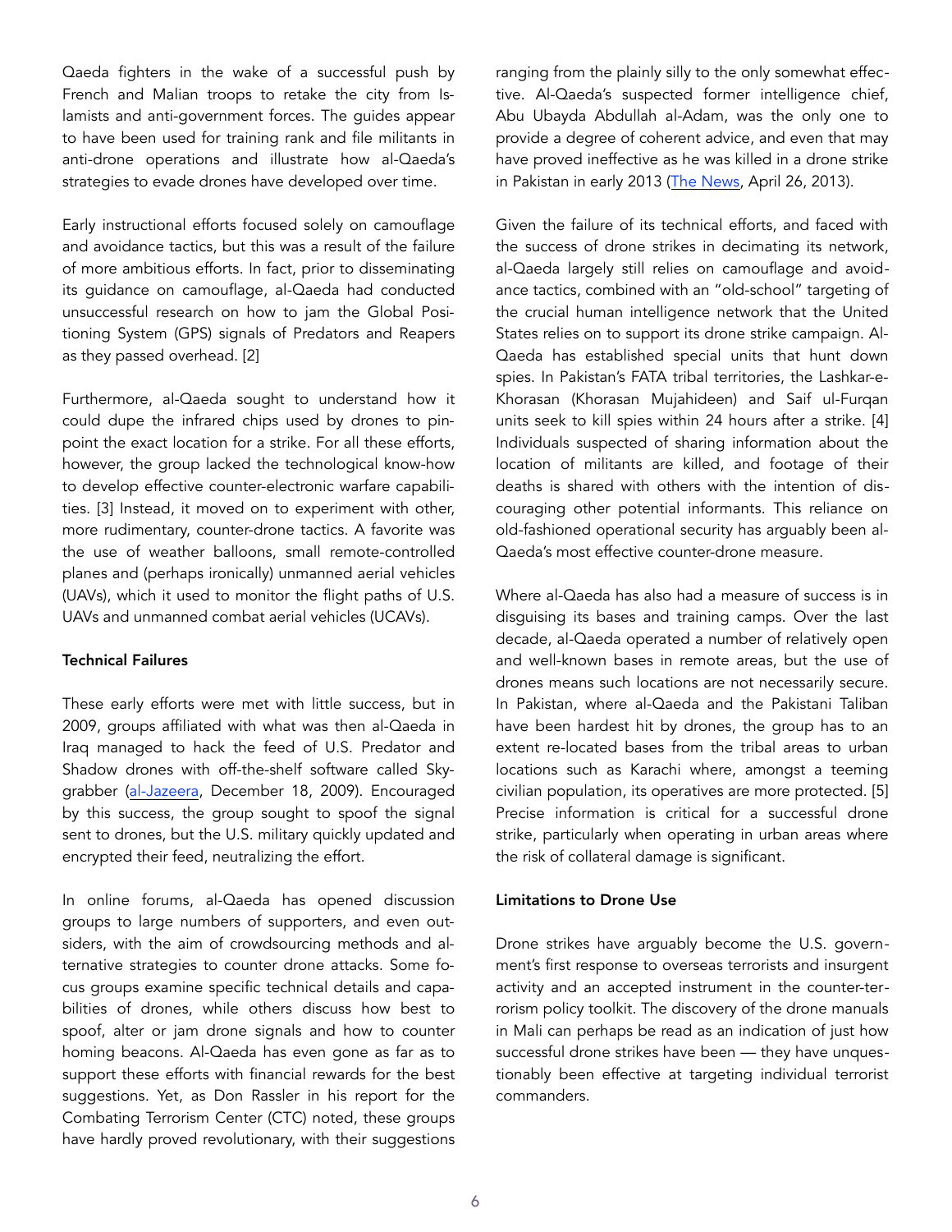Qaeda fighters in the wake of a successful push by French and Malian troops to retake the city from Islamists and anti-government forces. The guides appear to have been used for training rank and file militants in anti-drone operations and illustrate how al-Qaeda's strategies to evade drones have developed over time.

Early instructional efforts focused solely on camouflage and avoidance tactics, but this was a result of the failure of more ambitious efforts. In fact, prior to disseminating its guidance on camouflage, al-Qaeda had conducted unsuccessful research on how to jam the Global Positioning System (GPS) signals of Predators and Reapers as they passed overhead. [2]

Furthermore, al-Qaeda sought to understand how it could dupe the infrared chips used by drones to pinpoint the exact location for a strike. For all these efforts, however, the group lacked the technological know-how to develop effective counter-electronic warfare capabilities. [3] Instead, it moved on to experiment with other, more rudimentary, counter-drone tactics. A favorite was the use of weather balloons, small remote-controlled planes and (perhaps ironically) unmanned aerial vehicles (UAVs), which it used to monitor the flight paths of U.S. UAVs and unmanned combat aerial vehicles (UCAVs).

**Technical Failures**

These early efforts were met with little success, but in 2009, groups affiliated with what was then al-Qaeda in Iraq managed to hack the feed of U.S. Predator and Shadow drones with off-the-shelf software called Skygrabber (al-Jazeera, December 18, 2009). Encouraged by this success, the group sought to spoof the signal sent to drones, but the U.S. military quickly updated and encrypted their feed, neutralizing the effort.

In online forums, al-Qaeda has opened discussion groups to large numbers of supporters, and even outsiders, with the aim of crowdsourcing methods and alternative strategies to counter drone attacks. Some focus groups examine specific technical details and capabilities of drones, while others discuss how best to spoof, alter or jam drone signals and how to counter homing beacons. Al-Qaeda has even gone as far as to support these efforts with financial rewards for the best suggestions. Yet, as Don Rassler in his report for the Combating Terrorism Center (CTC) noted, these groups have hardly proved revolutionary, with their suggestions ranging from the plainly silly to the only somewhat effective. Al-Qaeda's suspected former intelligence chief, Abu Ubayda Abdullah al-Adam, was the only one to provide a degree of coherent advice, and even that may have proved ineffective as he was killed in a drone strike in Pakistan in early 2013 (The News, April 26, 2013).

Given the failure of its technical efforts, and faced with the success of drone strikes in decimating its network, al-Qaeda largely still relies on camouflage and avoidance tactics, combined with an "old-school" targeting of the crucial human intelligence network that the United States relies on to support its drone strike campaign. Al-Qaeda has established special units that hunt down spies. In Pakistan's FATA tribal territories, the Lashkar-e-Khorasan (Khorasan Mujahideen) and Saif ul-Furqan units seek to kill spies within 24 hours after a strike. [4] Individuals suspected of sharing information about the location of militants are killed, and footage of their deaths is shared with others with the intention of discouraging other potential informants. This reliance on old-fashioned operational security has arguably been al-Qaeda's most effective counter-drone measure.

Where al-Qaeda has also had a measure of success is in disguising its bases and training camps. Over the last decade, al-Qaeda operated a number of relatively open and well-known bases in remote areas, but the use of drones means such locations are not necessarily secure. In Pakistan, where al-Qaeda and the Pakistani Taliban have been hardest hit by drones, the group has to an extent re-located bases from the tribal areas to urban locations such as Karachi where, amongst a teeming civilian population, its operatives are more protected. [5] Precise information is critical for a successful drone strike, particularly when operating in urban areas where the risk of collateral damage is significant.

**Limitations to Drone Use**

Drone strikes have arguably become the U.S. government's first response to overseas terrorists and insurgent activity and an accepted instrument in the counter-terrorism policy toolkit. The discovery of the drone manuals in Mali can perhaps be read as an indication of just how successful drone strikes have been — they have unquestionably been effective at targeting individual terrorist commanders.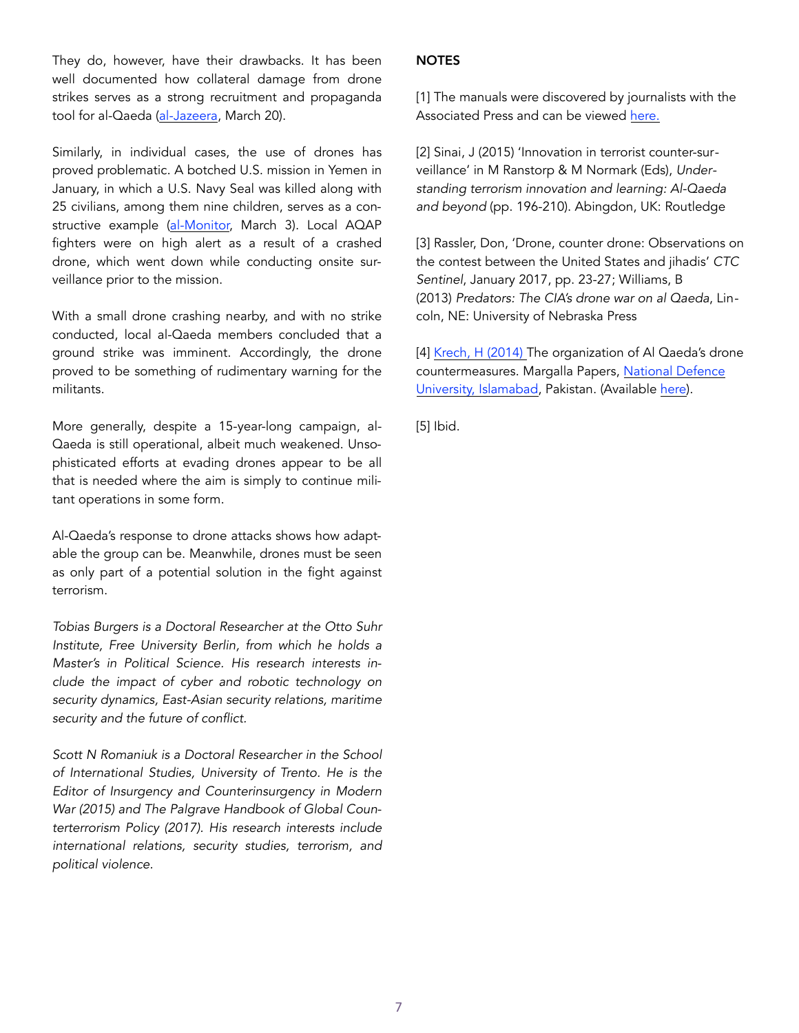They do, however, have their drawbacks. It has been well documented how collateral damage from drone strikes serves as a strong recruitment and propaganda tool for al-Qaeda (al-Jazeera, March 20).

Similarly, in individual cases, the use of drones has proved problematic. A botched U.S. mission in Yemen in January, in which a U.S. Navy Seal was killed along with 25 civilians, among them nine children, serves as a constructive example (al-Monitor, March 3). Local AQAP fighters were on high alert as a result of a crashed drone, which went down while conducting onsite surveillance prior to the mission.

With a small drone crashing nearby, and with no strike conducted, local al-Qaeda members concluded that a ground strike was imminent. Accordingly, the drone proved to be something of rudimentary warning for the militants.

More generally, despite a 15-year-long campaign, al-Qaeda is still operational, albeit much weakened. Unsophisticated efforts at evading drones appear to be all that is needed where the aim is simply to continue militant operations in some form.

Al-Qaeda's response to drone attacks shows how adaptable the group can be. Meanwhile, drones must be seen as only part of a potential solution in the fight against terrorism.

*Tobias Burgers is a Doctoral Researcher at the Otto Suhr Institute, Free University Berlin, from which he holds a Master's in Political Science. His research interests include the impact of cyber and robotic technology on security dynamics, East-Asian security relations, maritime security and the future of conflict.*

*Scott N Romaniuk is a Doctoral Researcher in the School of International Studies, University of Trento. He is the Editor of Insurgency and Counterinsurgency in Modern War (2015) and The Palgrave Handbook of Global Counterterrorism Policy (2017). His research interests include international relations, security studies, terrorism, and political violence.*

**NOTES**

[1] The manuals were discovered by journalists with the Associated Press and can be viewed here.

[2] Sinai, J (2015) 'Innovation in terrorist counter-surveillance' in M Ranstorp & M Normark (Eds), *Understanding terrorism innovation and learning: Al-Qaeda and beyond* (pp. 196-210). Abingdon, UK: Routledge

[3] Rassler, Don, 'Drone, counter drone: Observations on the contest between the United States and jihadis' *CTC Sentinel*, January 2017, pp. 23-27; Williams, B (2013) *Predators: The CIA's drone war on al Qaeda*, Lincoln, NE: University of Nebraska Press

[4] Krech, H (2014) The organization of Al Qaeda's drone countermeasures. Margalla Papers, National Defence University, Islamabad, Pakistan. (Available here).

[5] Ibid.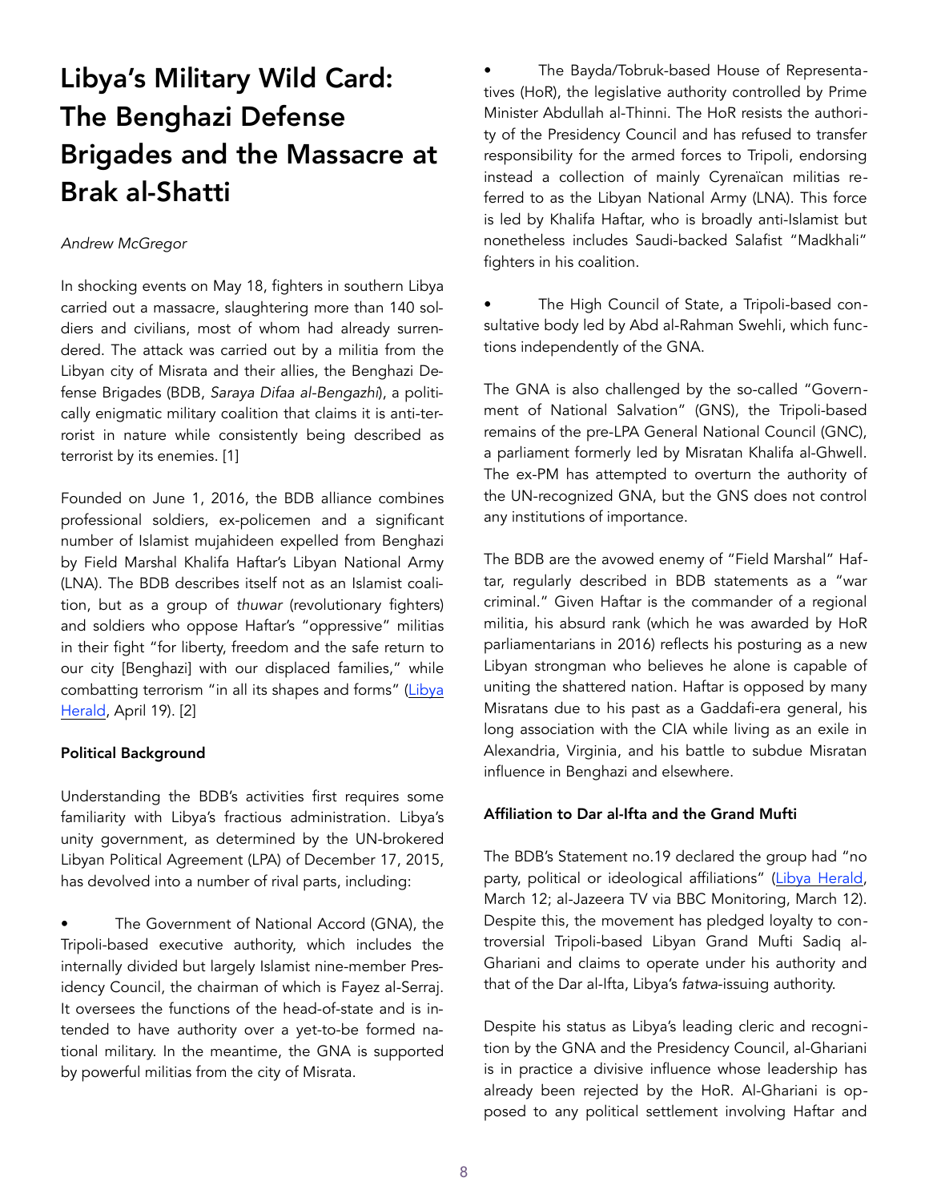# Libya's Military Wild Card: The Benghazi Defense Brigades and the Massacre at Brak al-Shatti

*Andrew McGregor*

In shocking events on May 18, fighters in southern Libya carried out a massacre, slaughtering more than 140 soldiers and civilians, most of whom had already surrendered. The attack was carried out by a militia from the Libyan city of Misrata and their allies, the Benghazi Defense Brigades (BDB, *Saraya Difaa al-Bengazhi*), a politically enigmatic military coalition that claims it is anti-terrorist in nature while consistently being described as terrorist by its enemies. [1]

Founded on June 1, 2016, the BDB alliance combines professional soldiers, ex-policemen and a significant number of Islamist mujahideen expelled from Benghazi by Field Marshal Khalifa Haftar's Libyan National Army (LNA). The BDB describes itself not as an Islamist coalition, but as a group of *thuwar* (revolutionary fighters) and soldiers who oppose Haftar's "oppressive" militias in their fight "for liberty, freedom and the safe return to our city [Benghazi] with our displaced families," while combatting terrorism "in all its shapes and forms" (Libya Herald, April 19). [2]

### Political Background

Understanding the BDB's activities first requires some familiarity with Libya's fractious administration. Libya's unity government, as determined by the UN-brokered Libyan Political Agreement (LPA) of December 17, 2015, has devolved into a number of rival parts, including:

- The Government of National Accord (GNA), the Tripoli-based executive authority, which includes the internally divided but largely Islamist nine-member Presidency Council, the chairman of which is Fayez al-Serraj. It oversees the functions of the head-of-state and is intended to have authority over a yet-to-be formed national military. In the meantime, the GNA is supported by powerful militias from the city of Misrata.
- The Bayda/Tobruk-based House of Representatives (HoR), the legislative authority controlled by Prime Minister Abdullah al-Thinni. The HoR resists the authority of the Presidency Council and has refused to transfer responsibility for the armed forces to Tripoli, endorsing instead a collection of mainly Cyrenaïcan militias referred to as the Libyan National Army (LNA). This force is led by Khalifa Haftar, who is broadly anti-Islamist but nonetheless includes Saudi-backed Salafist "Madkhali" fighters in his coalition.
- The High Council of State, a Tripoli-based consultative body led by Abd al-Rahman Swehli, which functions independently of the GNA.

The GNA is also challenged by the so-called "Government of National Salvation" (GNS), the Tripoli-based remains of the pre-LPA General National Council (GNC), a parliament formerly led by Misratan Khalifa al-Ghwell. The ex-PM has attempted to overturn the authority of the UN-recognized GNA, but the GNS does not control any institutions of importance.

The BDB are the avowed enemy of "Field Marshal" Haftar, regularly described in BDB statements as a "war criminal." Given Haftar is the commander of a regional militia, his absurd rank (which he was awarded by HoR parliamentarians in 2016) reflects his posturing as a new Libyan strongman who believes he alone is capable of uniting the shattered nation. Haftar is opposed by many Misratans due to his past as a Gaddafi-era general, his long association with the CIA while living as an exile in Alexandria, Virginia, and his battle to subdue Misratan influence in Benghazi and elsewhere.

### Affiliation to Dar al-Ifta and the Grand Mufti

The BDB's Statement no.19 declared the group had "no party, political or ideological affiliations" (Libya Herald, March 12; al-Jazeera TV via BBC Monitoring, March 12). Despite this, the movement has pledged loyalty to controversial Tripoli-based Libyan Grand Mufti Sadiq al-Ghariani and claims to operate under his authority and that of the Dar al-Ifta, Libya's *fatwa*-issuing authority.

Despite his status as Libya's leading cleric and recognition by the GNA and the Presidency Council, al-Ghariani is in practice a divisive influence whose leadership has already been rejected by the HoR. Al-Ghariani is opposed to any political settlement involving Haftar and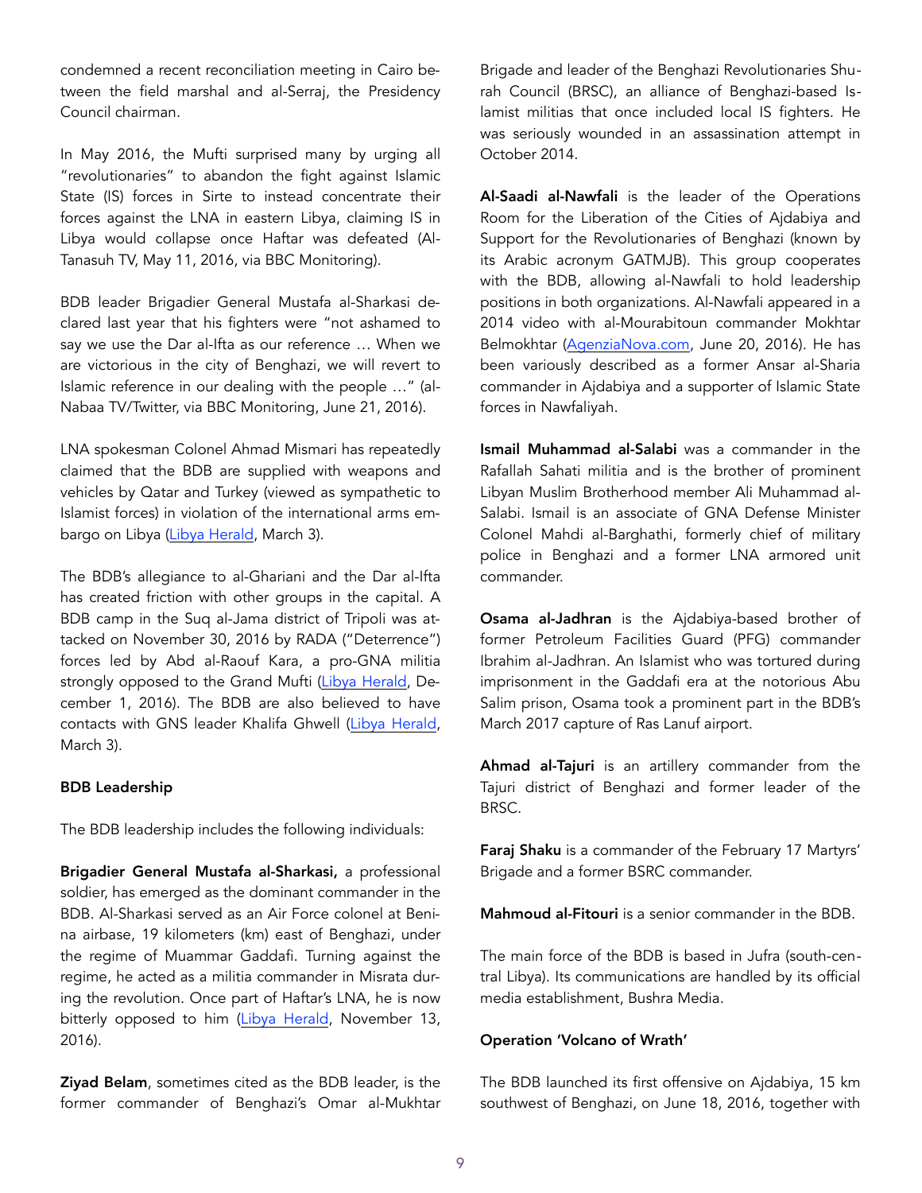condemned a recent reconciliation meeting in Cairo between the field marshal and al-Serraj, the Presidency Council chairman.

In May 2016, the Mufti surprised many by urging all "revolutionaries" to abandon the fight against Islamic State (IS) forces in Sirte to instead concentrate their forces against the LNA in eastern Libya, claiming IS in Libya would collapse once Haftar was defeated (Al-Tanasuh TV, May 11, 2016, via BBC Monitoring).

BDB leader Brigadier General Mustafa al-Sharkasi declared last year that his fighters were "not ashamed to say we use the Dar al-Ifta as our reference … When we are victorious in the city of Benghazi, we will revert to Islamic reference in our dealing with the people …" (al-Nabaa TV/Twitter, via BBC Monitoring, June 21, 2016).

LNA spokesman Colonel Ahmad Mismari has repeatedly claimed that the BDB are supplied with weapons and vehicles by Qatar and Turkey (viewed as sympathetic to Islamist forces) in violation of the international arms embargo on Libya (Libya Herald, March 3).

The BDB's allegiance to al-Ghariani and the Dar al-Ifta has created friction with other groups in the capital. A BDB camp in the Suq al-Jama district of Tripoli was attacked on November 30, 2016 by RADA ("Deterrence") forces led by Abd al-Raouf Kara, a pro-GNA militia strongly opposed to the Grand Mufti (Libya Herald, December 1, 2016). The BDB are also believed to have contacts with GNS leader Khalifa Ghwell (Libya Herald, March 3).

**BDB Leadership**

The BDB leadership includes the following individuals:

**Brigadier General Mustafa al-Sharkasi,** a professional soldier, has emerged as the dominant commander in the BDB. Al-Sharkasi served as an Air Force colonel at Benina airbase, 19 kilometers (km) east of Benghazi, under the regime of Muammar Gaddafi. Turning against the regime, he acted as a militia commander in Misrata during the revolution. Once part of Haftar's LNA, he is now bitterly opposed to him (Libya Herald, November 13, 2016).

**Ziyad Belam**, sometimes cited as the BDB leader, is the former commander of Benghazi's Omar al-Mukhtar Brigade and leader of the Benghazi Revolutionaries Shurah Council (BRSC), an alliance of Benghazi-based Islamist militias that once included local IS fighters. He was seriously wounded in an assassination attempt in October 2014.

**Al-Saadi al-Nawfali** is the leader of the Operations Room for the Liberation of the Cities of Ajdabiya and Support for the Revolutionaries of Benghazi (known by its Arabic acronym GATMJB). This group cooperates with the BDB, allowing al-Nawfali to hold leadership positions in both organizations. Al-Nawfali appeared in a 2014 video with al-Mourabitoun commander Mokhtar Belmokhtar (AgenziaNova.com, June 20, 2016). He has been variously described as a former Ansar al-Sharia commander in Ajdabiya and a supporter of Islamic State forces in Nawfaliyah.

**Ismail Muhammad al-Salabi** was a commander in the Rafallah Sahati militia and is the brother of prominent Libyan Muslim Brotherhood member Ali Muhammad al-Salabi. Ismail is an associate of GNA Defense Minister Colonel Mahdi al-Barghathi, formerly chief of military police in Benghazi and a former LNA armored unit commander.

**Osama al-Jadhran** is the Ajdabiya-based brother of former Petroleum Facilities Guard (PFG) commander Ibrahim al-Jadhran. An Islamist who was tortured during imprisonment in the Gaddafi era at the notorious Abu Salim prison, Osama took a prominent part in the BDB's March 2017 capture of Ras Lanuf airport.

**Ahmad al-Tajuri** is an artillery commander from the Tajuri district of Benghazi and former leader of the BRSC.

**Faraj Shaku** is a commander of the February 17 Martyrs' Brigade and a former BSRC commander.

**Mahmoud al-Fitouri** is a senior commander in the BDB.

The main force of the BDB is based in Jufra (south-central Libya). Its communications are handled by its official media establishment, Bushra Media.

**Operation 'Volcano of Wrath'**

The BDB launched its first offensive on Ajdabiya, 15 km southwest of Benghazi, on June 18, 2016, together with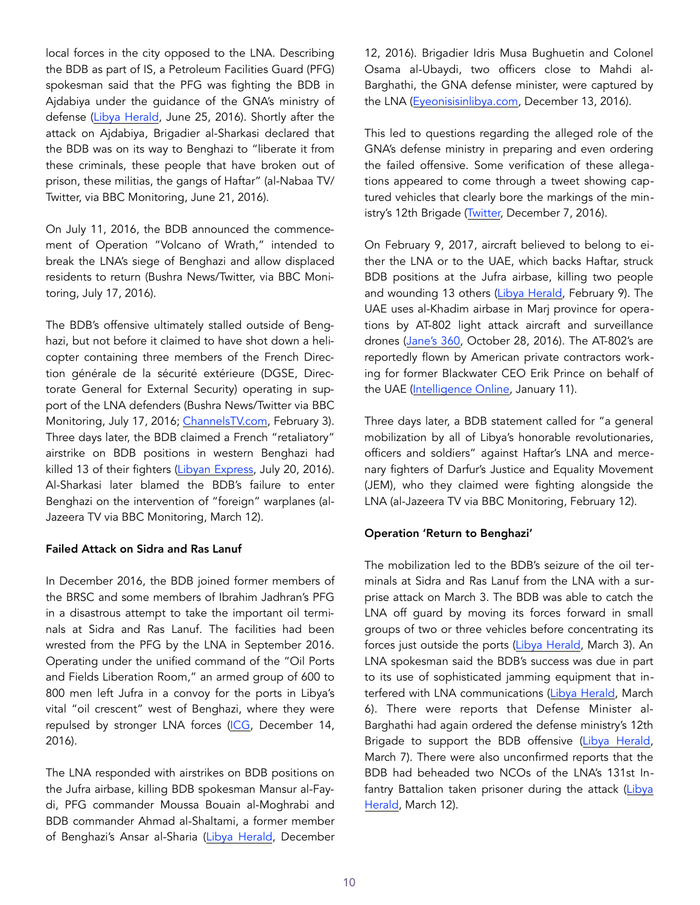local forces in the city opposed to the LNA. Describing the BDB as part of IS, a Petroleum Facilities Guard (PFG) spokesman said that the PFG was fighting the BDB in Ajdabiya under the guidance of the GNA's ministry of defense (Libya Herald, June 25, 2016). Shortly after the attack on Ajdabiya, Brigadier al-Sharkasi declared that the BDB was on its way to Benghazi to "liberate it from these criminals, these people that have broken out of prison, these militias, the gangs of Haftar" (al-Nabaa TV/Twitter, via BBC Monitoring, June 21, 2016).

On July 11, 2016, the BDB announced the commencement of Operation "Volcano of Wrath," intended to break the LNA's siege of Benghazi and allow displaced residents to return (Bushra News/Twitter, via BBC Monitoring, July 17, 2016).

The BDB's offensive ultimately stalled outside of Benghazi, but not before it claimed to have shot down a helicopter containing three members of the French Direction générale de la sécurité extérieure (DGSE, Directorate General for External Security) operating in support of the LNA defenders (Bushra News/Twitter via BBC Monitoring, July 17, 2016; ChannelsTV.com, February 3). Three days later, the BDB claimed a French "retaliatory" airstrike on BDB positions in western Benghazi had killed 13 of their fighters (Libyan Express, July 20, 2016). Al-Sharkasi later blamed the BDB's failure to enter Benghazi on the intervention of "foreign" warplanes (al-Jazeera TV via BBC Monitoring, March 12).

### Failed Attack on Sidra and Ras Lanuf

In December 2016, the BDB joined former members of the BRSC and some members of Ibrahim Jadhran's PFG in a disastrous attempt to take the important oil terminals at Sidra and Ras Lanuf. The facilities had been wrested from the PFG by the LNA in September 2016. Operating under the unified command of the "Oil Ports and Fields Liberation Room," an armed group of 600 to 800 men left Jufra in a convoy for the ports in Libya's vital "oil crescent" west of Benghazi, where they were repulsed by stronger LNA forces (ICG, December 14, 2016).

The LNA responded with airstrikes on BDB positions on the Jufra airbase, killing BDB spokesman Mansur al-Faydi, PFG commander Moussa Bouain al-Moghrabi and BDB commander Ahmad al-Shaltami, a former member of Benghazi's Ansar al-Sharia (Libya Herald, December 12, 2016). Brigadier Idris Musa Bughuetin and Colonel Osama al-Ubaydi, two officers close to Mahdi al-Barghathi, the GNA defense minister, were captured by the LNA (Eyeonisisinlibya.com, December 13, 2016).

This led to questions regarding the alleged role of the GNA's defense ministry in preparing and even ordering the failed offensive. Some verification of these allegations appeared to come through a tweet showing captured vehicles that clearly bore the markings of the ministry's 12th Brigade (Twitter, December 7, 2016).

On February 9, 2017, aircraft believed to belong to either the LNA or to the UAE, which backs Haftar, struck BDB positions at the Jufra airbase, killing two people and wounding 13 others (Libya Herald, February 9). The UAE uses al-Khadim airbase in Marj province for operations by AT-802 light attack aircraft and surveillance drones (Jane's 360, October 28, 2016). The AT-802's are reportedly flown by American private contractors working for former Blackwater CEO Erik Prince on behalf of the UAE (Intelligence Online, January 11).

Three days later, a BDB statement called for "a general mobilization by all of Libya's honorable revolutionaries, officers and soldiers" against Haftar's LNA and mercenary fighters of Darfur's Justice and Equality Movement (JEM), who they claimed were fighting alongside the LNA (al-Jazeera TV via BBC Monitoring, February 12).

### Operation 'Return to Benghazi'

The mobilization led to the BDB's seizure of the oil terminals at Sidra and Ras Lanuf from the LNA with a surprise attack on March 3. The BDB was able to catch the LNA off guard by moving its forces forward in small groups of two or three vehicles before concentrating its forces just outside the ports (Libya Herald, March 3). An LNA spokesman said the BDB's success was due in part to its use of sophisticated jamming equipment that interfered with LNA communications (Libya Herald, March 6). There were reports that Defense Minister al-Barghathi had again ordered the defense ministry's 12th Brigade to support the BDB offensive (Libya Herald, March 7). There were also unconfirmed reports that the BDB had beheaded two NCOs of the LNA's 131st Infantry Battalion taken prisoner during the attack (Libya Herald, March 12).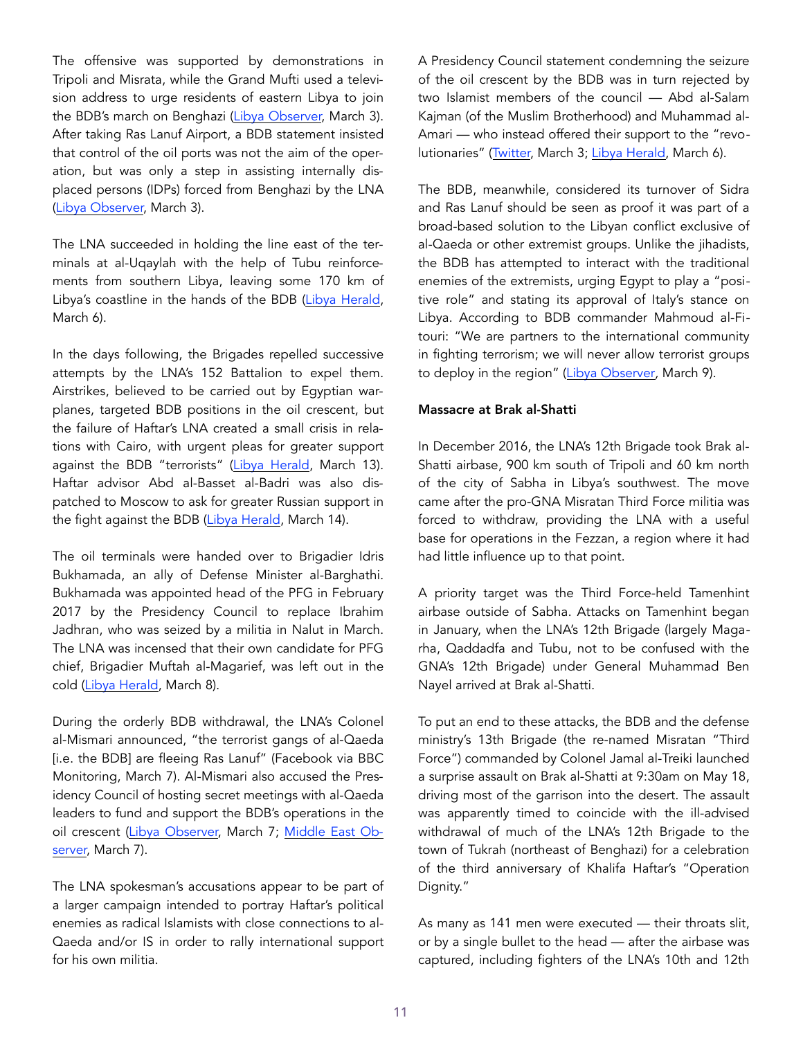The offensive was supported by demonstrations in Tripoli and Misrata, while the Grand Mufti used a television address to urge residents of eastern Libya to join the BDB's march on Benghazi (Libya Observer, March 3). After taking Ras Lanuf Airport, a BDB statement insisted that control of the oil ports was not the aim of the operation, but was only a step in assisting internally displaced persons (IDPs) forced from Benghazi by the LNA (Libya Observer, March 3).

The LNA succeeded in holding the line east of the terminals at al-Uqaylah with the help of Tubu reinforcements from southern Libya, leaving some 170 km of Libya's coastline in the hands of the BDB (Libya Herald, March 6).

In the days following, the Brigades repelled successive attempts by the LNA's 152 Battalion to expel them. Airstrikes, believed to be carried out by Egyptian warplanes, targeted BDB positions in the oil crescent, but the failure of Haftar's LNA created a small crisis in relations with Cairo, with urgent pleas for greater support against the BDB "terrorists" (Libya Herald, March 13). Haftar advisor Abd al-Basset al-Badri was also dispatched to Moscow to ask for greater Russian support in the fight against the BDB (Libya Herald, March 14).

The oil terminals were handed over to Brigadier Idris Bukhamada, an ally of Defense Minister al-Barghathi. Bukhamada was appointed head of the PFG in February 2017 by the Presidency Council to replace Ibrahim Jadhran, who was seized by a militia in Nalut in March. The LNA was incensed that their own candidate for PFG chief, Brigadier Muftah al-Magarief, was left out in the cold (Libya Herald, March 8).

During the orderly BDB withdrawal, the LNA's Colonel al-Mismari announced, "the terrorist gangs of al-Qaeda [i.e. the BDB] are fleeing Ras Lanuf" (Facebook via BBC Monitoring, March 7). Al-Mismari also accused the Presidency Council of hosting secret meetings with al-Qaeda leaders to fund and support the BDB's operations in the oil crescent (Libya Observer, March 7; Middle East Observer, March 7).

The LNA spokesman's accusations appear to be part of a larger campaign intended to portray Haftar's political enemies as radical Islamists with close connections to al-Qaeda and/or IS in order to rally international support for his own militia.

A Presidency Council statement condemning the seizure of the oil crescent by the BDB was in turn rejected by two Islamist members of the council — Abd al-Salam Kajman (of the Muslim Brotherhood) and Muhammad al-Amari — who instead offered their support to the "revolutionaries" (Twitter, March 3; Libya Herald, March 6).

The BDB, meanwhile, considered its turnover of Sidra and Ras Lanuf should be seen as proof it was part of a broad-based solution to the Libyan conflict exclusive of al-Qaeda or other extremist groups. Unlike the jihadists, the BDB has attempted to interact with the traditional enemies of the extremists, urging Egypt to play a "positive role" and stating its approval of Italy's stance on Libya. According to BDB commander Mahmoud al-Fitouri: "We are partners to the international community in fighting terrorism; we will never allow terrorist groups to deploy in the region" (Libya Observer, March 9).

**Massacre at Brak al-Shatti**

In December 2016, the LNA's 12th Brigade took Brak al-Shatti airbase, 900 km south of Tripoli and 60 km north of the city of Sabha in Libya's southwest. The move came after the pro-GNA Misratan Third Force militia was forced to withdraw, providing the LNA with a useful base for operations in the Fezzan, a region where it had had little influence up to that point.

A priority target was the Third Force-held Tamenhint airbase outside of Sabha. Attacks on Tamenhint began in January, when the LNA's 12th Brigade (largely Magarha, Qaddadfa and Tubu, not to be confused with the GNA's 12th Brigade) under General Muhammad Ben Nayel arrived at Brak al-Shatti.

To put an end to these attacks, the BDB and the defense ministry's 13th Brigade (the re-named Misratan "Third Force") commanded by Colonel Jamal al-Treiki launched a surprise assault on Brak al-Shatti at 9:30am on May 18, driving most of the garrison into the desert. The assault was apparently timed to coincide with the ill-advised withdrawal of much of the LNA's 12th Brigade to the town of Tukrah (northeast of Benghazi) for a celebration of the third anniversary of Khalifa Haftar's "Operation Dignity."

As many as 141 men were executed — their throats slit, or by a single bullet to the head — after the airbase was captured, including fighters of the LNA's 10th and 12th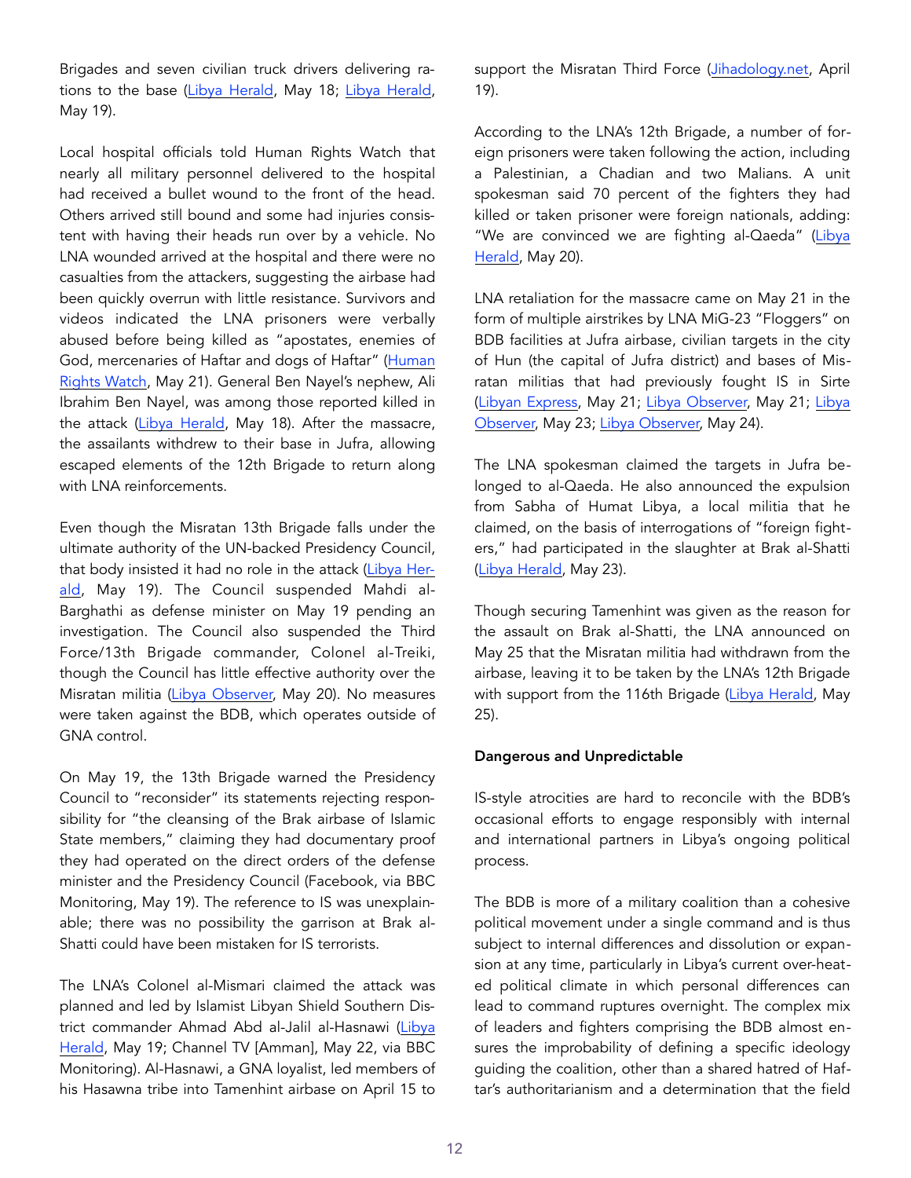Brigades and seven civilian truck drivers delivering rations to the base (Libya Herald, May 18; Libya Herald, May 19).

Local hospital officials told Human Rights Watch that nearly all military personnel delivered to the hospital had received a bullet wound to the front of the head. Others arrived still bound and some had injuries consistent with having their heads run over by a vehicle. No LNA wounded arrived at the hospital and there were no casualties from the attackers, suggesting the airbase had been quickly overrun with little resistance. Survivors and videos indicated the LNA prisoners were verbally abused before being killed as "apostates, enemies of God, mercenaries of Haftar and dogs of Haftar" (Human Rights Watch, May 21). General Ben Nayel's nephew, Ali Ibrahim Ben Nayel, was among those reported killed in the attack (Libya Herald, May 18). After the massacre, the assailants withdrew to their base in Jufra, allowing escaped elements of the 12th Brigade to return along with LNA reinforcements.

Even though the Misratan 13th Brigade falls under the ultimate authority of the UN-backed Presidency Council, that body insisted it had no role in the attack (Libya Herald, May 19). The Council suspended Mahdi al-Barghathi as defense minister on May 19 pending an investigation. The Council also suspended the Third Force/13th Brigade commander, Colonel al-Treiki, though the Council has little effective authority over the Misratan militia (Libya Observer, May 20). No measures were taken against the BDB, which operates outside of GNA control.

On May 19, the 13th Brigade warned the Presidency Council to "reconsider" its statements rejecting responsibility for "the cleansing of the Brak airbase of Islamic State members," claiming they had documentary proof they had operated on the direct orders of the defense minister and the Presidency Council (Facebook, via BBC Monitoring, May 19). The reference to IS was unexplainable; there was no possibility the garrison at Brak al-Shatti could have been mistaken for IS terrorists.

The LNA's Colonel al-Mismari claimed the attack was planned and led by Islamist Libyan Shield Southern District commander Ahmad Abd al-Jalil al-Hasnawi (Libya Herald, May 19; Channel TV [Amman], May 22, via BBC Monitoring). Al-Hasnawi, a GNA loyalist, led members of his Hasawna tribe into Tamenhint airbase on April 15 to support the Misratan Third Force (Jihadology.net, April 19).

According to the LNA's 12th Brigade, a number of foreign prisoners were taken following the action, including a Palestinian, a Chadian and two Malians. A unit spokesman said 70 percent of the fighters they had killed or taken prisoner were foreign nationals, adding: "We are convinced we are fighting al-Qaeda" (Libya Herald, May 20).

LNA retaliation for the massacre came on May 21 in the form of multiple airstrikes by LNA MiG-23 "Floggers" on BDB facilities at Jufra airbase, civilian targets in the city of Hun (the capital of Jufra district) and bases of Misratan militias that had previously fought IS in Sirte (Libyan Express, May 21; Libya Observer, May 21; Libya Observer, May 23; Libya Observer, May 24).

The LNA spokesman claimed the targets in Jufra belonged to al-Qaeda. He also announced the expulsion from Sabha of Humat Libya, a local militia that he claimed, on the basis of interrogations of "foreign fighters," had participated in the slaughter at Brak al-Shatti (Libya Herald, May 23).

Though securing Tamenhint was given as the reason for the assault on Brak al-Shatti, the LNA announced on May 25 that the Misratan militia had withdrawn from the airbase, leaving it to be taken by the LNA's 12th Brigade with support from the 116th Brigade (Libya Herald, May 25).

**Dangerous and Unpredictable**

IS-style atrocities are hard to reconcile with the BDB's occasional efforts to engage responsibly with internal and international partners in Libya's ongoing political process.

The BDB is more of a military coalition than a cohesive political movement under a single command and is thus subject to internal differences and dissolution or expansion at any time, particularly in Libya's current over-heated political climate in which personal differences can lead to command ruptures overnight. The complex mix of leaders and fighters comprising the BDB almost ensures the improbability of defining a specific ideology guiding the coalition, other than a shared hatred of Haftar's authoritarianism and a determination that the field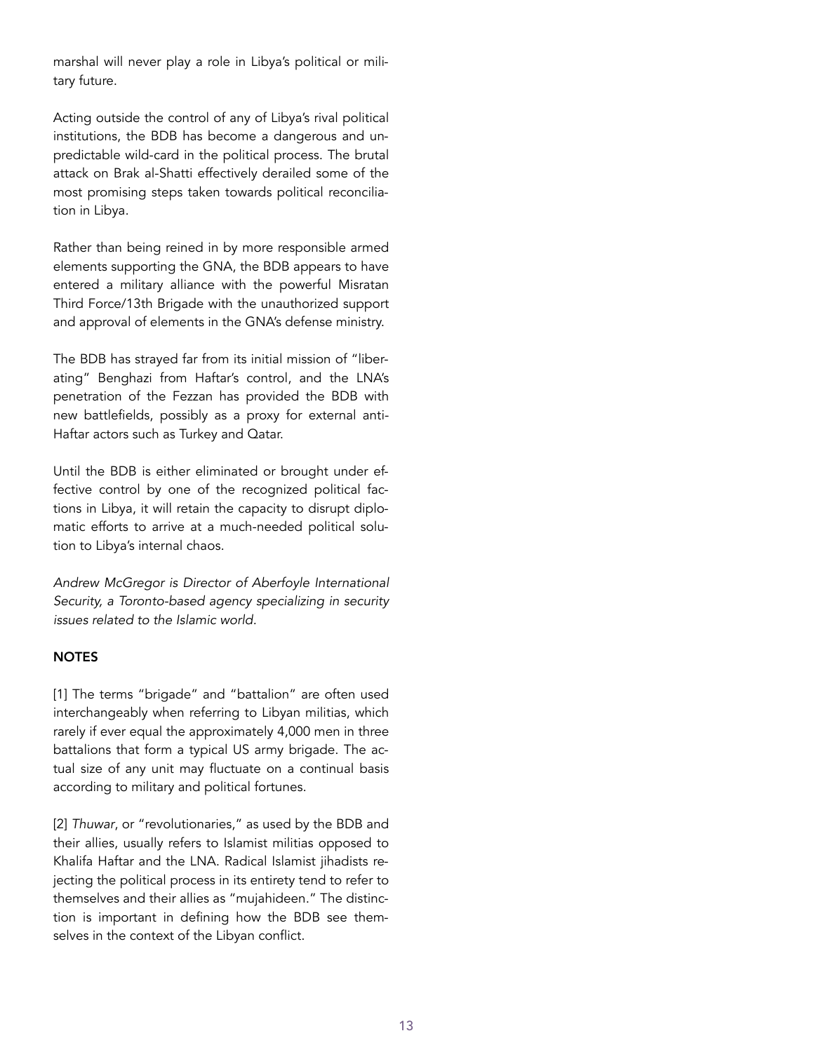marshal will never play a role in Libya's political or military future.

Acting outside the control of any of Libya's rival political institutions, the BDB has become a dangerous and unpredictable wild-card in the political process. The brutal attack on Brak al-Shatti effectively derailed some of the most promising steps taken towards political reconciliation in Libya.

Rather than being reined in by more responsible armed elements supporting the GNA, the BDB appears to have entered a military alliance with the powerful Misratan Third Force/13th Brigade with the unauthorized support and approval of elements in the GNA's defense ministry.

The BDB has strayed far from its initial mission of "liberating" Benghazi from Haftar's control, and the LNA's penetration of the Fezzan has provided the BDB with new battlefields, possibly as a proxy for external anti-Haftar actors such as Turkey and Qatar.

Until the BDB is either eliminated or brought under effective control by one of the recognized political factions in Libya, it will retain the capacity to disrupt diplomatic efforts to arrive at a much-needed political solution to Libya's internal chaos.

*Andrew McGregor is Director of Aberfoyle International Security, a Toronto-based agency specializing in security issues related to the Islamic world.*

**NOTES**

[1] The terms "brigade" and "battalion" are often used interchangeably when referring to Libyan militias, which rarely if ever equal the approximately 4,000 men in three battalions that form a typical US army brigade. The actual size of any unit may fluctuate on a continual basis according to military and political fortunes.

[2] *Thuwar*, or "revolutionaries," as used by the BDB and their allies, usually refers to Islamist militias opposed to Khalifa Haftar and the LNA. Radical Islamist jihadists rejecting the political process in its entirety tend to refer to themselves and their allies as "mujahideen." The distinction is important in defining how the BDB see themselves in the context of the Libyan conflict.